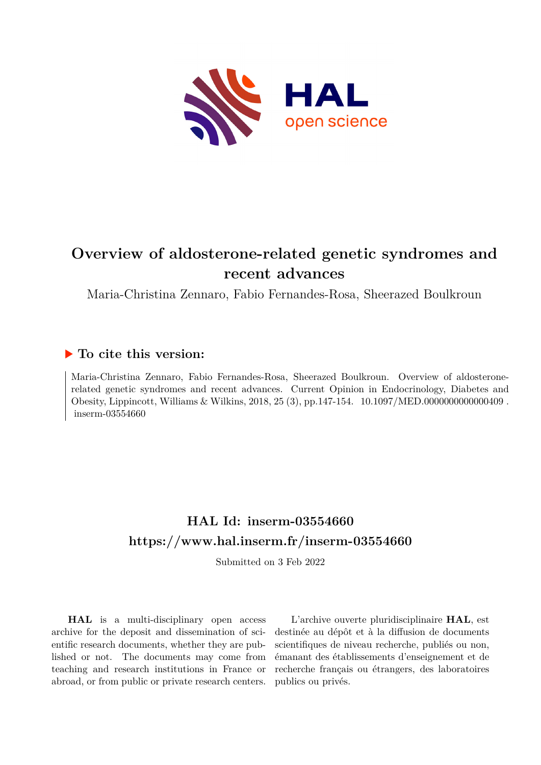# Overview of aldosterone-related genetic syndromes and recent advances

Maria-Christina Zennaro, Fabio Fernandes-Rosa, Sheerazed Boulkroun

## ▶ To cite this version:

Maria-Christina Zennaro, Fabio Fernandes-Rosa, Sheerazed Boulkroun. Overview of aldosterone-related genetic syndromes and recent advances. Current Opinion in Endocrinology, Diabetes and Obesity, Lippincott, Williams & Wilkins, 2018, 25 (3), pp.147-154. 10.1097/MED.0000000000000409 . inserm-03554660

## HAL Id: inserm-03554660

## https://www.hal.inserm.fr/inserm-03554660

Submitted on 3 Feb 2022

**HAL** is a multi-disciplinary open access archive for the deposit and dissemination of scientific research documents, whether they are published or not. The documents may come from teaching and research institutions in France or abroad, or from public or private research centers.

L'archive ouverte pluridisciplinaire **HAL**, est destinée au dépôt et à la diffusion de documents scientifiques de niveau recherche, publiés ou non, émanant des établissements d'enseignement et de recherche français ou étrangers, des laboratoires publics ou privés.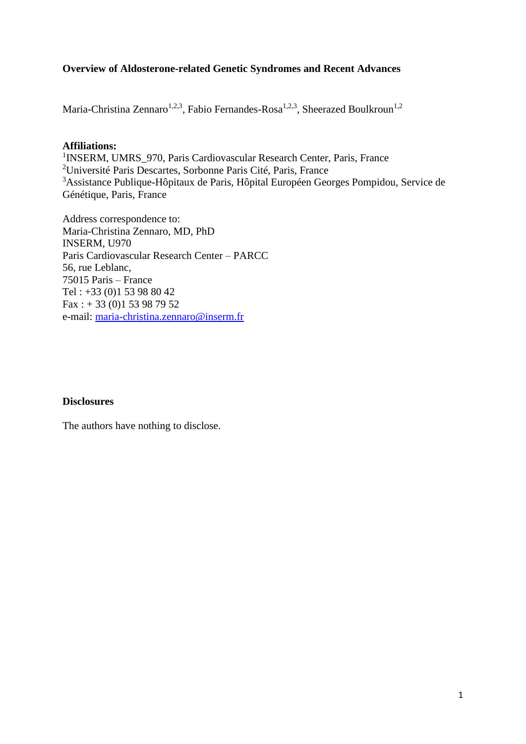**Overview of Aldosterone-related Genetic Syndromes and Recent Advances**

Maria-Christina Zennaro[1,2,3], Fabio Fernandes-Rosa[1,2,3], Sheerazed Boulkroun[1,2]

**Affiliations:**

[1]INSERM, UMRS_970, Paris Cardiovascular Research Center, Paris, France
[2]Université Paris Descartes, Sorbonne Paris Cité, Paris, France
[3]Assistance Publique-Hôpitaux de Paris, Hôpital Européen Georges Pompidou, Service de Génétique, Paris, France

Address correspondence to:
Maria-Christina Zennaro, MD, PhD
INSERM, U970
Paris Cardiovascular Research Center – PARCC
56, rue Leblanc,
75015 Paris – France
Tel : +33 (0)1 53 98 80 42
Fax : + 33 (0)1 53 98 79 52
e-mail: maria-christina.zennaro@inserm.fr

**Disclosures**

The authors have nothing to disclose.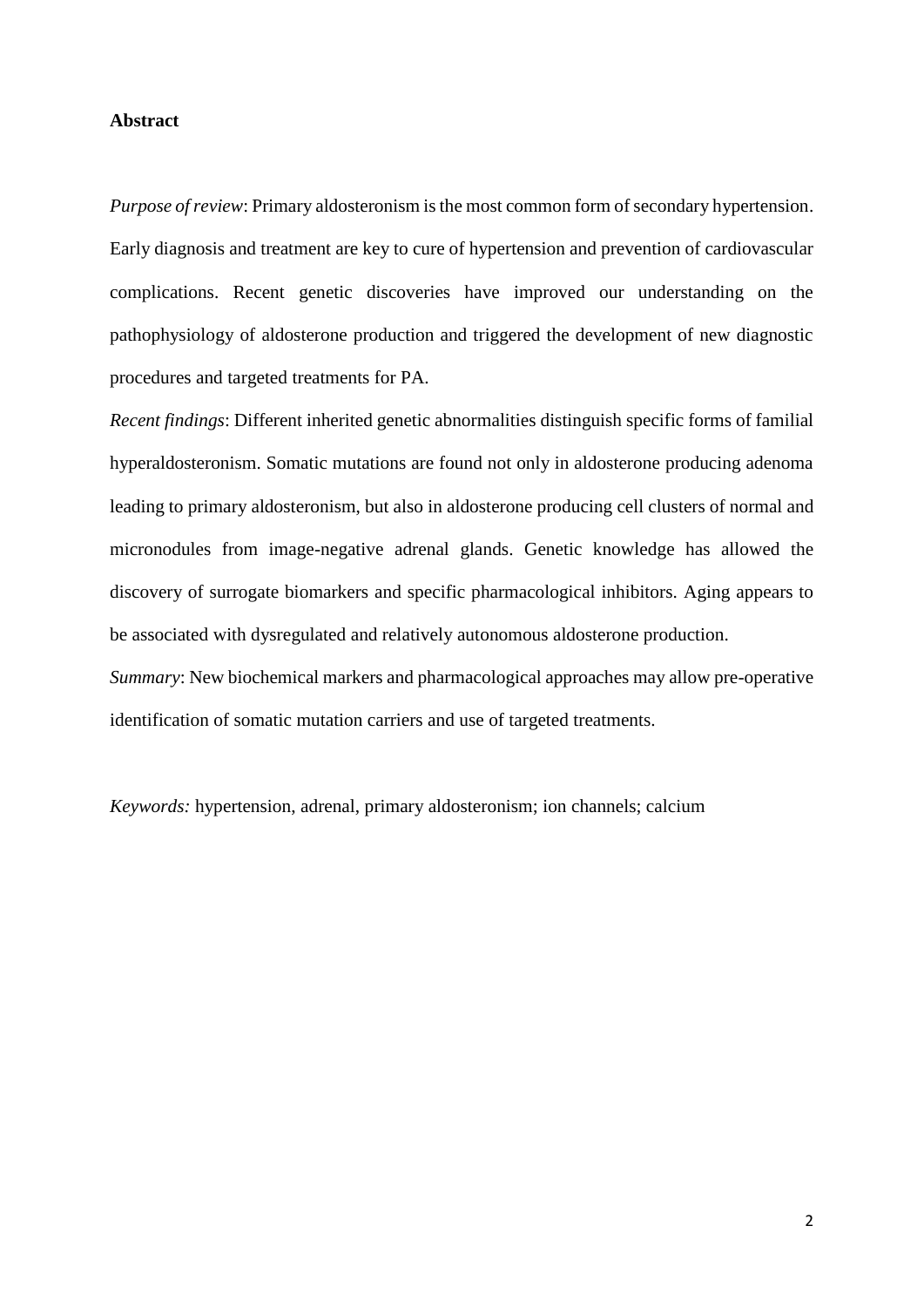**Abstract**

*Purpose of review*: Primary aldosteronism is the most common form of secondary hypertension. Early diagnosis and treatment are key to cure of hypertension and prevention of cardiovascular complications. Recent genetic discoveries have improved our understanding on the pathophysiology of aldosterone production and triggered the development of new diagnostic procedures and targeted treatments for PA.

*Recent findings*: Different inherited genetic abnormalities distinguish specific forms of familial hyperaldosteronism. Somatic mutations are found not only in aldosterone producing adenoma leading to primary aldosteronism, but also in aldosterone producing cell clusters of normal and micronodules from image-negative adrenal glands. Genetic knowledge has allowed the discovery of surrogate biomarkers and specific pharmacological inhibitors. Aging appears to be associated with dysregulated and relatively autonomous aldosterone production.

*Summary*: New biochemical markers and pharmacological approaches may allow pre-operative identification of somatic mutation carriers and use of targeted treatments.

*Keywords:* hypertension, adrenal, primary aldosteronism; ion channels; calcium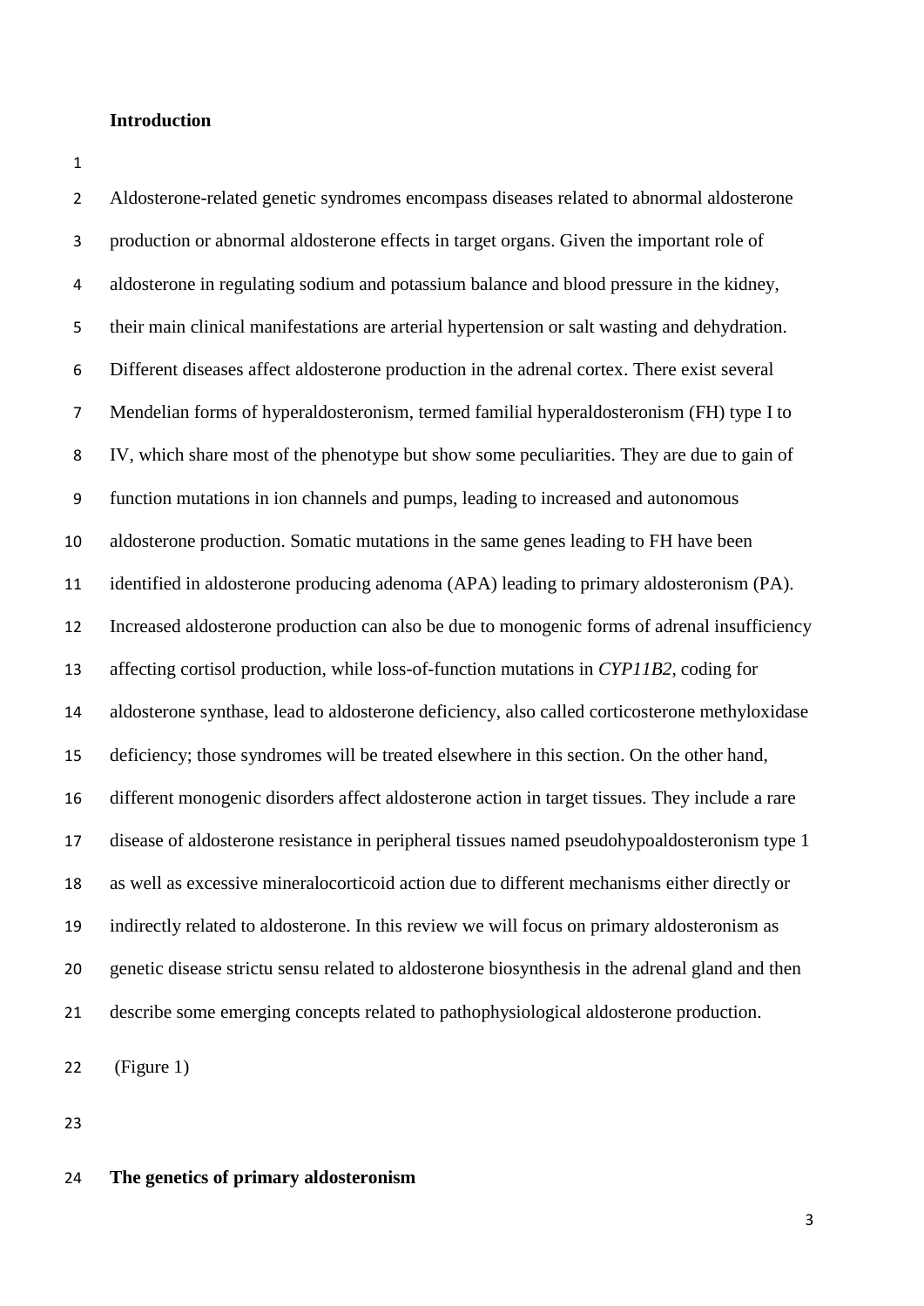## Introduction

Aldosterone-related genetic syndromes encompass diseases related to abnormal aldosterone production or abnormal aldosterone effects in target organs. Given the important role of aldosterone in regulating sodium and potassium balance and blood pressure in the kidney, their main clinical manifestations are arterial hypertension or salt wasting and dehydration. Different diseases affect aldosterone production in the adrenal cortex. There exist several Mendelian forms of hyperaldosteronism, termed familial hyperaldosteronism (FH) type I to IV, which share most of the phenotype but show some peculiarities. They are due to gain of function mutations in ion channels and pumps, leading to increased and autonomous aldosterone production. Somatic mutations in the same genes leading to FH have been identified in aldosterone producing adenoma (APA) leading to primary aldosteronism (PA). Increased aldosterone production can also be due to monogenic forms of adrenal insufficiency affecting cortisol production, while loss-of-function mutations in *CYP11B2*, coding for aldosterone synthase, lead to aldosterone deficiency, also called corticosterone methyloxidase deficiency; those syndromes will be treated elsewhere in this section. On the other hand, different monogenic disorders affect aldosterone action in target tissues. They include a rare disease of aldosterone resistance in peripheral tissues named pseudohypoaldosteronism type 1 as well as excessive mineralocorticoid action due to different mechanisms either directly or indirectly related to aldosterone. In this review we will focus on primary aldosteronism as genetic disease strictu sensu related to aldosterone biosynthesis in the adrenal gland and then describe some emerging concepts related to pathophysiological aldosterone production.

(Figure 1)

## The genetics of primary aldosteronism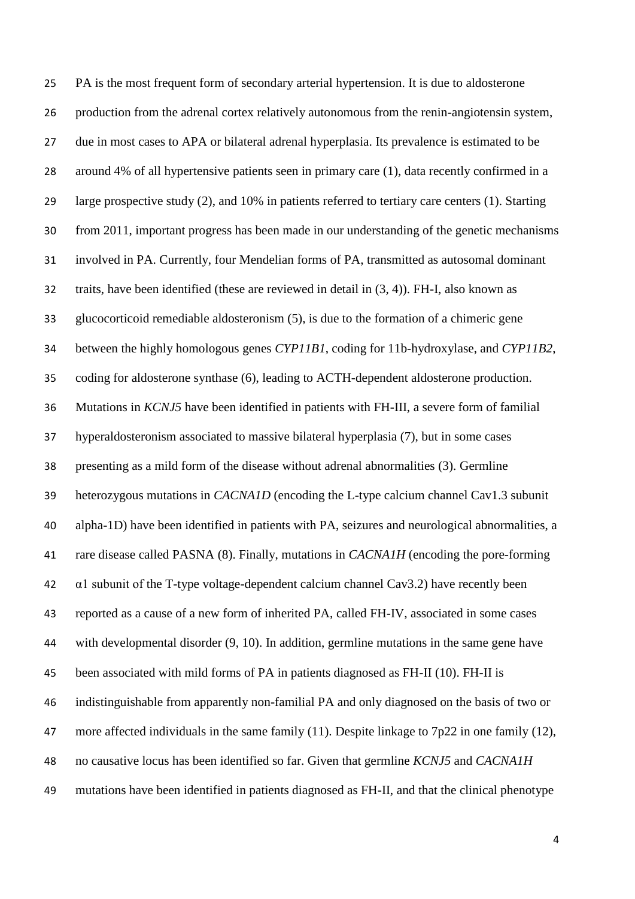PA is the most frequent form of secondary arterial hypertension. It is due to aldosterone production from the adrenal cortex relatively autonomous from the renin-angiotensin system, due in most cases to APA or bilateral adrenal hyperplasia. Its prevalence is estimated to be around 4% of all hypertensive patients seen in primary care (1), data recently confirmed in a large prospective study (2), and 10% in patients referred to tertiary care centers (1). Starting from 2011, important progress has been made in our understanding of the genetic mechanisms involved in PA. Currently, four Mendelian forms of PA, transmitted as autosomal dominant traits, have been identified (these are reviewed in detail in (3, 4)). FH-I, also known as glucocorticoid remediable aldosteronism (5), is due to the formation of a chimeric gene between the highly homologous genes *CYP11B1*, coding for 11b-hydroxylase, and *CYP11B2*, coding for aldosterone synthase (6), leading to ACTH-dependent aldosterone production. Mutations in *KCNJ5* have been identified in patients with FH-III, a severe form of familial hyperaldosteronism associated to massive bilateral hyperplasia (7), but in some cases presenting as a mild form of the disease without adrenal abnormalities (3). Germline heterozygous mutations in *CACNA1D* (encoding the L-type calcium channel Cav1.3 subunit alpha-1D) have been identified in patients with PA, seizures and neurological abnormalities, a rare disease called PASNA (8). Finally, mutations in *CACNA1H* (encoding the pore-forming α1 subunit of the T-type voltage-dependent calcium channel Cav3.2) have recently been reported as a cause of a new form of inherited PA, called FH-IV, associated in some cases with developmental disorder (9, 10). In addition, germline mutations in the same gene have been associated with mild forms of PA in patients diagnosed as FH-II (10). FH-II is indistinguishable from apparently non-familial PA and only diagnosed on the basis of two or more affected individuals in the same family (11). Despite linkage to 7p22 in one family (12), no causative locus has been identified so far. Given that germline *KCNJ5* and *CACNA1H* mutations have been identified in patients diagnosed as FH-II, and that the clinical phenotype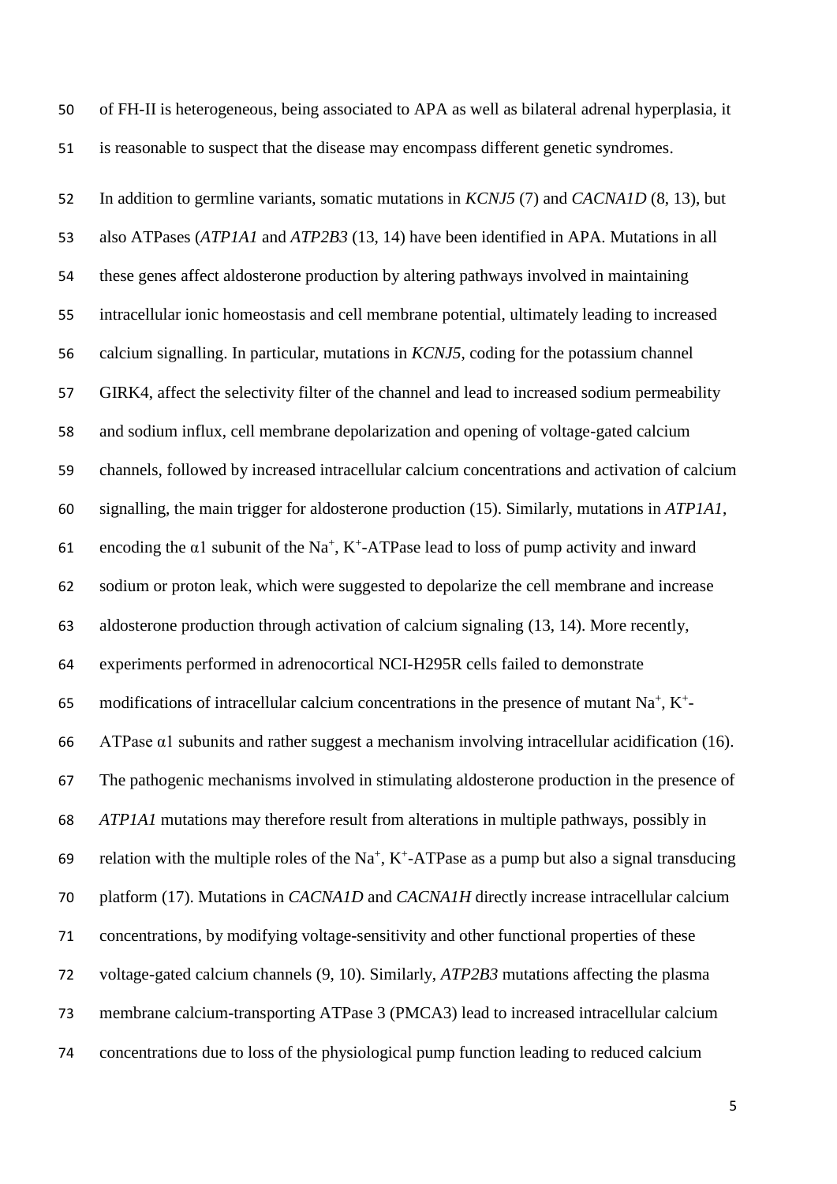of FH-II is heterogeneous, being associated to APA as well as bilateral adrenal hyperplasia, it is reasonable to suspect that the disease may encompass different genetic syndromes.

In addition to germline variants, somatic mutations in *KCNJ5* (7) and *CACNA1D* (8, 13), but also ATPases (*ATP1A1* and *ATP2B3* (13, 14) have been identified in APA. Mutations in all these genes affect aldosterone production by altering pathways involved in maintaining intracellular ionic homeostasis and cell membrane potential, ultimately leading to increased calcium signalling. In particular, mutations in *KCNJ5*, coding for the potassium channel GIRK4, affect the selectivity filter of the channel and lead to increased sodium permeability and sodium influx, cell membrane depolarization and opening of voltage-gated calcium channels, followed by increased intracellular calcium concentrations and activation of calcium signalling, the main trigger for aldosterone production (15). Similarly, mutations in *ATP1A1*, encoding the α1 subunit of the $Na^+$, $K^+$-ATPase lead to loss of pump activity and inward sodium or proton leak, which were suggested to depolarize the cell membrane and increase aldosterone production through activation of calcium signaling (13, 14). More recently, experiments performed in adrenocortical NCI-H295R cells failed to demonstrate modifications of intracellular calcium concentrations in the presence of mutant $Na^+$, $K^+$-ATPase α1 subunits and rather suggest a mechanism involving intracellular acidification (16). The pathogenic mechanisms involved in stimulating aldosterone production in the presence of *ATP1A1* mutations may therefore result from alterations in multiple pathways, possibly in relation with the multiple roles of the $Na^+$, $K^+$-ATPase as a pump but also a signal transducing platform (17). Mutations in *CACNA1D* and *CACNA1H* directly increase intracellular calcium concentrations, by modifying voltage-sensitivity and other functional properties of these voltage-gated calcium channels (9, 10). Similarly, *ATP2B3* mutations affecting the plasma membrane calcium-transporting ATPase 3 (PMCA3) lead to increased intracellular calcium concentrations due to loss of the physiological pump function leading to reduced calcium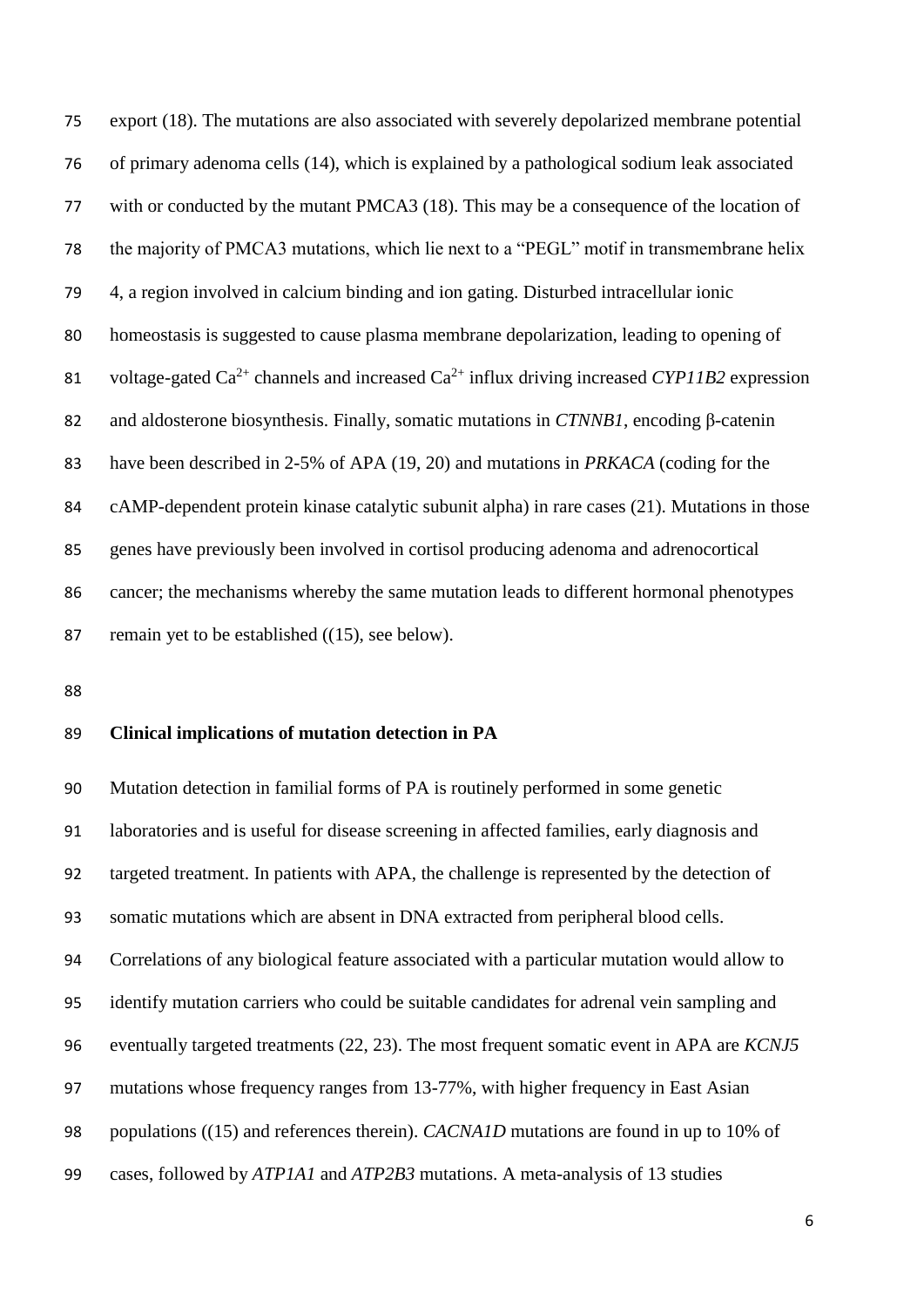export (18). The mutations are also associated with severely depolarized membrane potential of primary adenoma cells (14), which is explained by a pathological sodium leak associated with or conducted by the mutant PMCA3 (18). This may be a consequence of the location of the majority of PMCA3 mutations, which lie next to a "PEGL" motif in transmembrane helix 4, a region involved in calcium binding and ion gating. Disturbed intracellular ionic homeostasis is suggested to cause plasma membrane depolarization, leading to opening of voltage-gated $Ca^{2+}$ channels and increased $Ca^{2+}$ influx driving increased *CYP11B2* expression and aldosterone biosynthesis. Finally, somatic mutations in *CTNNB1*, encoding β-catenin have been described in 2-5% of APA (19, 20) and mutations in *PRKACA* (coding for the cAMP-dependent protein kinase catalytic subunit alpha) in rare cases (21). Mutations in those genes have previously been involved in cortisol producing adenoma and adrenocortical cancer; the mechanisms whereby the same mutation leads to different hormonal phenotypes remain yet to be established ((15), see below).

**Clinical implications of mutation detection in PA**

Mutation detection in familial forms of PA is routinely performed in some genetic laboratories and is useful for disease screening in affected families, early diagnosis and targeted treatment. In patients with APA, the challenge is represented by the detection of somatic mutations which are absent in DNA extracted from peripheral blood cells. Correlations of any biological feature associated with a particular mutation would allow to identify mutation carriers who could be suitable candidates for adrenal vein sampling and eventually targeted treatments (22, 23). The most frequent somatic event in APA are *KCNJ5* mutations whose frequency ranges from 13-77%, with higher frequency in East Asian populations ((15) and references therein). *CACNA1D* mutations are found in up to 10% of cases, followed by *ATP1A1* and *ATP2B3* mutations. A meta-analysis of 13 studies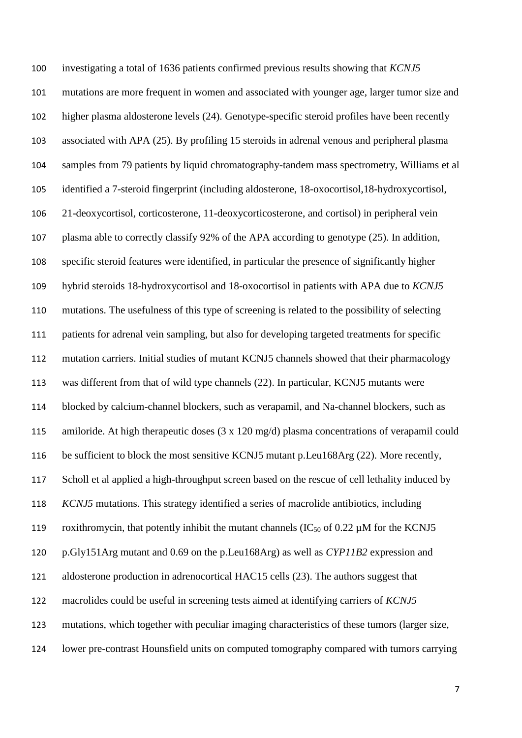investigating a total of 1636 patients confirmed previous results showing that *KCNJ5* mutations are more frequent in women and associated with younger age, larger tumor size and higher plasma aldosterone levels (24). Genotype-specific steroid profiles have been recently associated with APA (25). By profiling 15 steroids in adrenal venous and peripheral plasma samples from 79 patients by liquid chromatography-tandem mass spectrometry, Williams et al identified a 7-steroid fingerprint (including aldosterone, 18-oxocortisol,18-hydroxycortisol, 21-deoxycortisol, corticosterone, 11-deoxycorticosterone, and cortisol) in peripheral vein plasma able to correctly classify 92% of the APA according to genotype (25). In addition, specific steroid features were identified, in particular the presence of significantly higher hybrid steroids 18-hydroxycortisol and 18-oxocortisol in patients with APA due to *KCNJ5* mutations. The usefulness of this type of screening is related to the possibility of selecting patients for adrenal vein sampling, but also for developing targeted treatments for specific mutation carriers. Initial studies of mutant KCNJ5 channels showed that their pharmacology was different from that of wild type channels (22). In particular, KCNJ5 mutants were blocked by calcium-channel blockers, such as verapamil, and Na-channel blockers, such as amiloride. At high therapeutic doses (3 x 120 mg/d) plasma concentrations of verapamil could be sufficient to block the most sensitive KCNJ5 mutant p.Leu168Arg (22). More recently, Scholl et al applied a high-throughput screen based on the rescue of cell lethality induced by *KCNJ5* mutations. This strategy identified a series of macrolide antibiotics, including roxithromycin, that potently inhibit the mutant channels ($IC_{50}$ of 0.22 µM for the KCNJ5 p.Gly151Arg mutant and 0.69 on the p.Leu168Arg) as well as *CYP11B2* expression and aldosterone production in adrenocortical HAC15 cells (23). The authors suggest that macrolides could be useful in screening tests aimed at identifying carriers of *KCNJ5* mutations, which together with peculiar imaging characteristics of these tumors (larger size, lower pre-contrast Hounsfield units on computed tomography compared with tumors carrying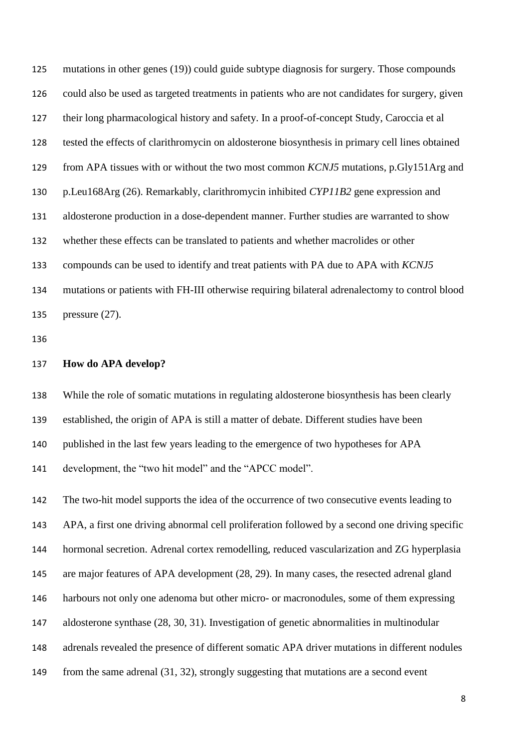mutations in other genes (19)) could guide subtype diagnosis for surgery. Those compounds could also be used as targeted treatments in patients who are not candidates for surgery, given their long pharmacological history and safety. In a proof-of-concept Study, Caroccia et al tested the effects of clarithromycin on aldosterone biosynthesis in primary cell lines obtained from APA tissues with or without the two most common *KCNJ5* mutations, p.Gly151Arg and p.Leu168Arg (26). Remarkably, clarithromycin inhibited *CYP11B2* gene expression and aldosterone production in a dose-dependent manner. Further studies are warranted to show whether these effects can be translated to patients and whether macrolides or other compounds can be used to identify and treat patients with PA due to APA with *KCNJ5* mutations or patients with FH-III otherwise requiring bilateral adrenalectomy to control blood pressure (27).

**How do APA develop?**

While the role of somatic mutations in regulating aldosterone biosynthesis has been clearly established, the origin of APA is still a matter of debate. Different studies have been published in the last few years leading to the emergence of two hypotheses for APA development, the "two hit model" and the "APCC model".

The two-hit model supports the idea of the occurrence of two consecutive events leading to APA, a first one driving abnormal cell proliferation followed by a second one driving specific hormonal secretion. Adrenal cortex remodelling, reduced vascularization and ZG hyperplasia are major features of APA development (28, 29). In many cases, the resected adrenal gland harbours not only one adenoma but other micro- or macronodules, some of them expressing aldosterone synthase (28, 30, 31). Investigation of genetic abnormalities in multinodular adrenals revealed the presence of different somatic APA driver mutations in different nodules from the same adrenal (31, 32), strongly suggesting that mutations are a second event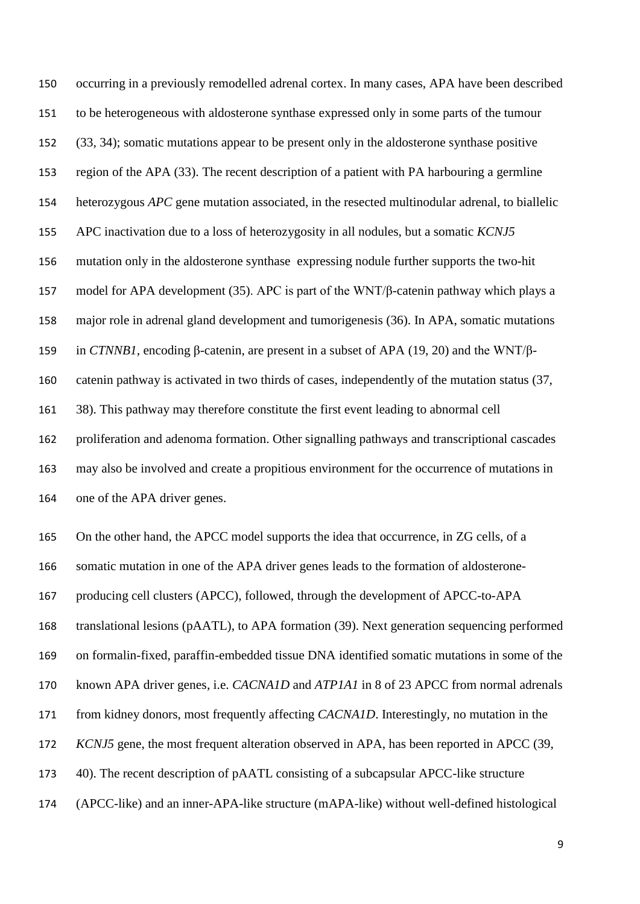occurring in a previously remodelled adrenal cortex. In many cases, APA have been described to be heterogeneous with aldosterone synthase expressed only in some parts of the tumour (33, 34); somatic mutations appear to be present only in the aldosterone synthase positive region of the APA (33). The recent description of a patient with PA harbouring a germline heterozygous *APC* gene mutation associated, in the resected multinodular adrenal, to biallelic APC inactivation due to a loss of heterozygosity in all nodules, but a somatic *KCNJ5* mutation only in the aldosterone synthase expressing nodule further supports the two-hit model for APA development (35). APC is part of the WNT/β-catenin pathway which plays a major role in adrenal gland development and tumorigenesis (36). In APA, somatic mutations in *CTNNB1*, encoding β-catenin, are present in a subset of APA (19, 20) and the WNT/β-catenin pathway is activated in two thirds of cases, independently of the mutation status (37, 38). This pathway may therefore constitute the first event leading to abnormal cell proliferation and adenoma formation. Other signalling pathways and transcriptional cascades may also be involved and create a propitious environment for the occurrence of mutations in one of the APA driver genes.

On the other hand, the APCC model supports the idea that occurrence, in ZG cells, of a somatic mutation in one of the APA driver genes leads to the formation of aldosterone-producing cell clusters (APCC), followed, through the development of APCC-to-APA translational lesions (pAATL), to APA formation (39). Next generation sequencing performed on formalin-fixed, paraffin-embedded tissue DNA identified somatic mutations in some of the known APA driver genes, i.e. *CACNA1D* and *ATP1A1* in 8 of 23 APCC from normal adrenals from kidney donors, most frequently affecting *CACNA1D*. Interestingly, no mutation in the *KCNJ5* gene, the most frequent alteration observed in APA, has been reported in APCC (39, 40). The recent description of pAATL consisting of a subcapsular APCC-like structure (APCC-like) and an inner-APA-like structure (mAPA-like) without well-defined histological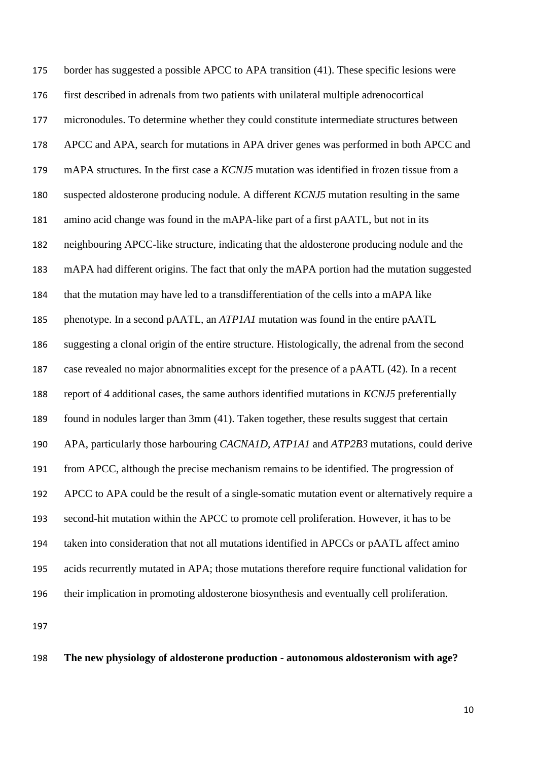border has suggested a possible APCC to APA transition (41). These specific lesions were first described in adrenals from two patients with unilateral multiple adrenocortical micronodules. To determine whether they could constitute intermediate structures between APCC and APA, search for mutations in APA driver genes was performed in both APCC and mAPA structures. In the first case a *KCNJ5* mutation was identified in frozen tissue from a suspected aldosterone producing nodule. A different *KCNJ5* mutation resulting in the same amino acid change was found in the mAPA-like part of a first pAATL, but not in its neighbouring APCC-like structure, indicating that the aldosterone producing nodule and the mAPA had different origins. The fact that only the mAPA portion had the mutation suggested that the mutation may have led to a transdifferentiation of the cells into a mAPA like phenotype. In a second pAATL, an *ATP1A1* mutation was found in the entire pAATL suggesting a clonal origin of the entire structure. Histologically, the adrenal from the second case revealed no major abnormalities except for the presence of a pAATL (42). In a recent report of 4 additional cases, the same authors identified mutations in *KCNJ5* preferentially found in nodules larger than 3mm (41). Taken together, these results suggest that certain APA, particularly those harbouring *CACNA1D*, *ATP1A1* and *ATP2B3* mutations, could derive from APCC, although the precise mechanism remains to be identified. The progression of APCC to APA could be the result of a single-somatic mutation event or alternatively require a second-hit mutation within the APCC to promote cell proliferation. However, it has to be taken into consideration that not all mutations identified in APCCs or pAATL affect amino acids recurrently mutated in APA; those mutations therefore require functional validation for their implication in promoting aldosterone biosynthesis and eventually cell proliferation.

**The new physiology of aldosterone production - autonomous aldosteronism with age?**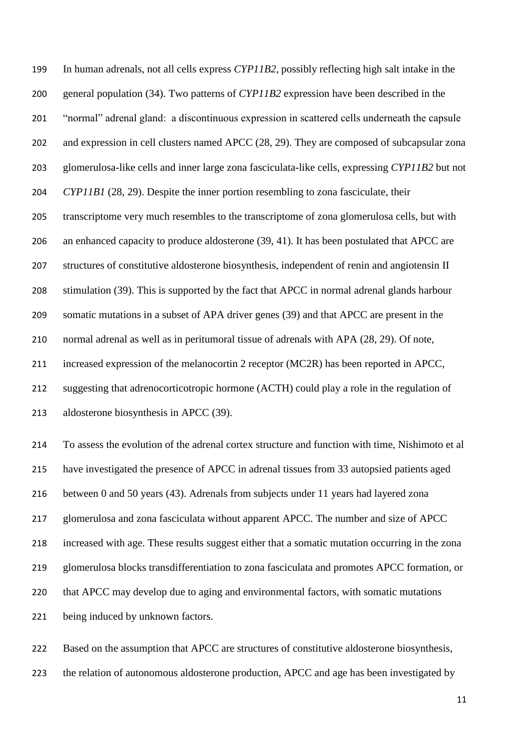In human adrenals, not all cells express *CYP11B2*, possibly reflecting high salt intake in the general population (34). Two patterns of *CYP11B2* expression have been described in the "normal" adrenal gland: a discontinuous expression in scattered cells underneath the capsule and expression in cell clusters named APCC (28, 29). They are composed of subcapsular zona glomerulosa-like cells and inner large zona fasciculata-like cells, expressing *CYP11B2* but not *CYP11B1* (28, 29). Despite the inner portion resembling to zona fasciculate, their transcriptome very much resembles to the transcriptome of zona glomerulosa cells, but with an enhanced capacity to produce aldosterone (39, 41). It has been postulated that APCC are structures of constitutive aldosterone biosynthesis, independent of renin and angiotensin II stimulation (39). This is supported by the fact that APCC in normal adrenal glands harbour somatic mutations in a subset of APA driver genes (39) and that APCC are present in the normal adrenal as well as in peritumoral tissue of adrenals with APA (28, 29). Of note, increased expression of the melanocortin 2 receptor (MC2R) has been reported in APCC, suggesting that adrenocorticotropic hormone (ACTH) could play a role in the regulation of aldosterone biosynthesis in APCC (39).

To assess the evolution of the adrenal cortex structure and function with time, Nishimoto et al have investigated the presence of APCC in adrenal tissues from 33 autopsied patients aged between 0 and 50 years (43). Adrenals from subjects under 11 years had layered zona glomerulosa and zona fasciculata without apparent APCC. The number and size of APCC increased with age. These results suggest either that a somatic mutation occurring in the zona glomerulosa blocks transdifferentiation to zona fasciculata and promotes APCC formation, or that APCC may develop due to aging and environmental factors, with somatic mutations being induced by unknown factors.

Based on the assumption that APCC are structures of constitutive aldosterone biosynthesis, the relation of autonomous aldosterone production, APCC and age has been investigated by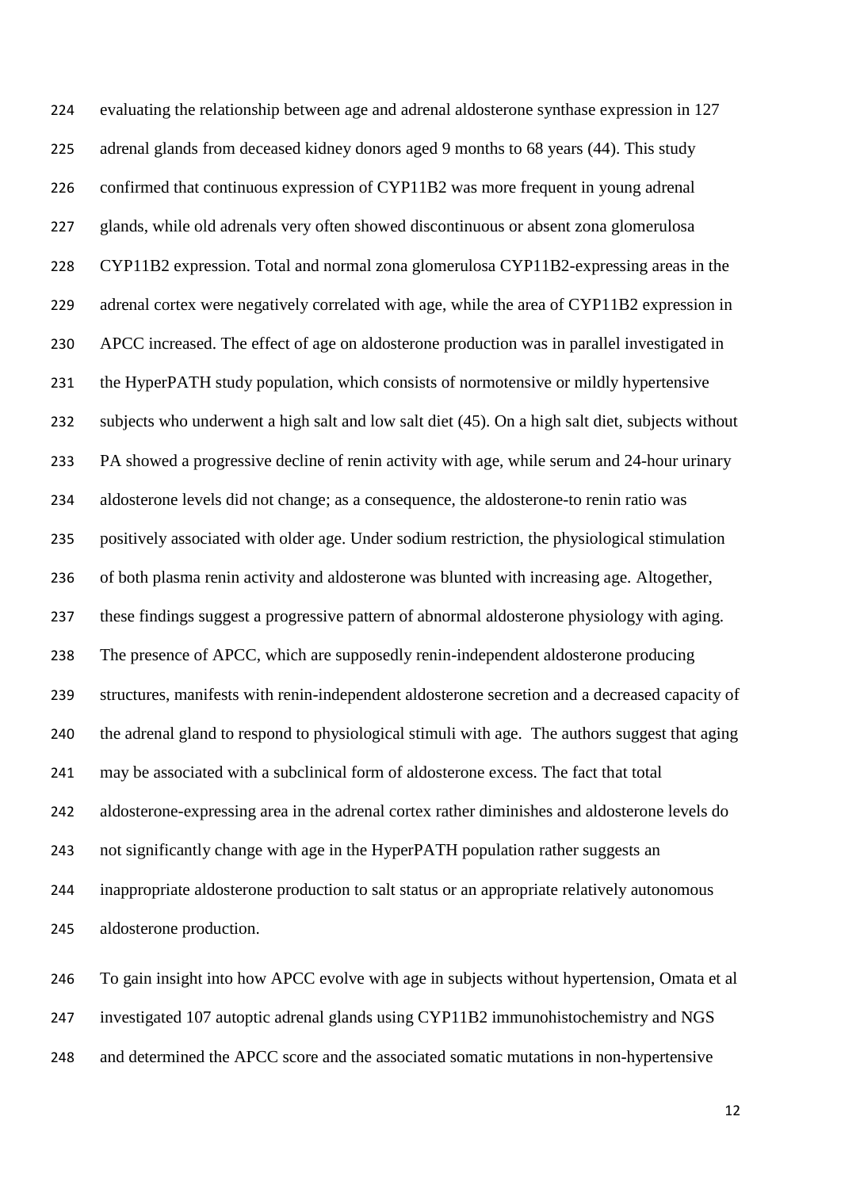evaluating the relationship between age and adrenal aldosterone synthase expression in 127 adrenal glands from deceased kidney donors aged 9 months to 68 years (44). This study confirmed that continuous expression of CYP11B2 was more frequent in young adrenal glands, while old adrenals very often showed discontinuous or absent zona glomerulosa CYP11B2 expression. Total and normal zona glomerulosa CYP11B2-expressing areas in the adrenal cortex were negatively correlated with age, while the area of CYP11B2 expression in APCC increased. The effect of age on aldosterone production was in parallel investigated in the HyperPATH study population, which consists of normotensive or mildly hypertensive subjects who underwent a high salt and low salt diet (45). On a high salt diet, subjects without PA showed a progressive decline of renin activity with age, while serum and 24-hour urinary aldosterone levels did not change; as a consequence, the aldosterone-to renin ratio was positively associated with older age. Under sodium restriction, the physiological stimulation of both plasma renin activity and aldosterone was blunted with increasing age. Altogether, these findings suggest a progressive pattern of abnormal aldosterone physiology with aging. The presence of APCC, which are supposedly renin-independent aldosterone producing structures, manifests with renin-independent aldosterone secretion and a decreased capacity of the adrenal gland to respond to physiological stimuli with age. The authors suggest that aging may be associated with a subclinical form of aldosterone excess. The fact that total aldosterone-expressing area in the adrenal cortex rather diminishes and aldosterone levels do not significantly change with age in the HyperPATH population rather suggests an inappropriate aldosterone production to salt status or an appropriate relatively autonomous aldosterone production.

To gain insight into how APCC evolve with age in subjects without hypertension, Omata et al investigated 107 autoptic adrenal glands using CYP11B2 immunohistochemistry and NGS and determined the APCC score and the associated somatic mutations in non-hypertensive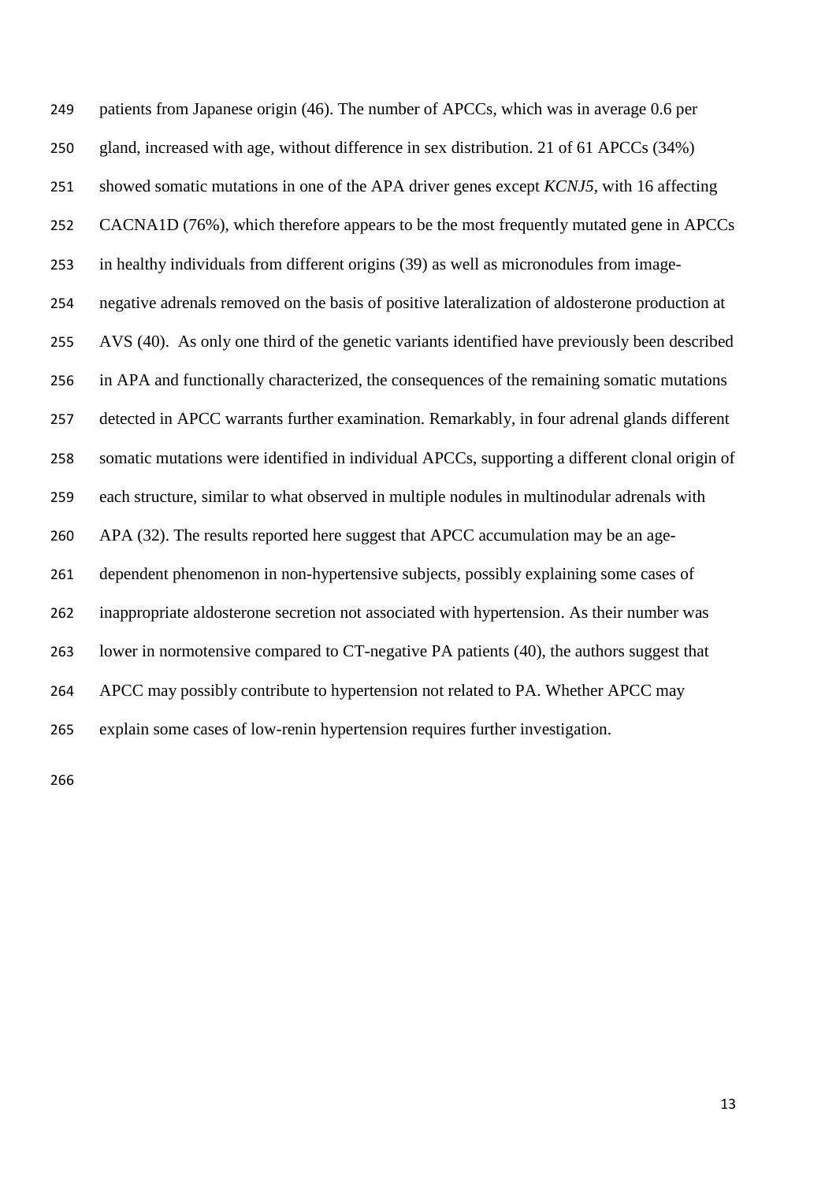patients from Japanese origin (46). The number of APCCs, which was in average 0.6 per gland, increased with age, without difference in sex distribution. 21 of 61 APCCs (34%) showed somatic mutations in one of the APA driver genes except *KCNJ5*, with 16 affecting CACNA1D (76%), which therefore appears to be the most frequently mutated gene in APCCs in healthy individuals from different origins (39) as well as micronodules from image-negative adrenals removed on the basis of positive lateralization of aldosterone production at AVS (40). As only one third of the genetic variants identified have previously been described in APA and functionally characterized, the consequences of the remaining somatic mutations detected in APCC warrants further examination. Remarkably, in four adrenal glands different somatic mutations were identified in individual APCCs, supporting a different clonal origin of each structure, similar to what observed in multiple nodules in multinodular adrenals with APA (32). The results reported here suggest that APCC accumulation may be an age-dependent phenomenon in non-hypertensive subjects, possibly explaining some cases of inappropriate aldosterone secretion not associated with hypertension. As their number was lower in normotensive compared to CT-negative PA patients (40), the authors suggest that APCC may possibly contribute to hypertension not related to PA. Whether APCC may explain some cases of low-renin hypertension requires further investigation.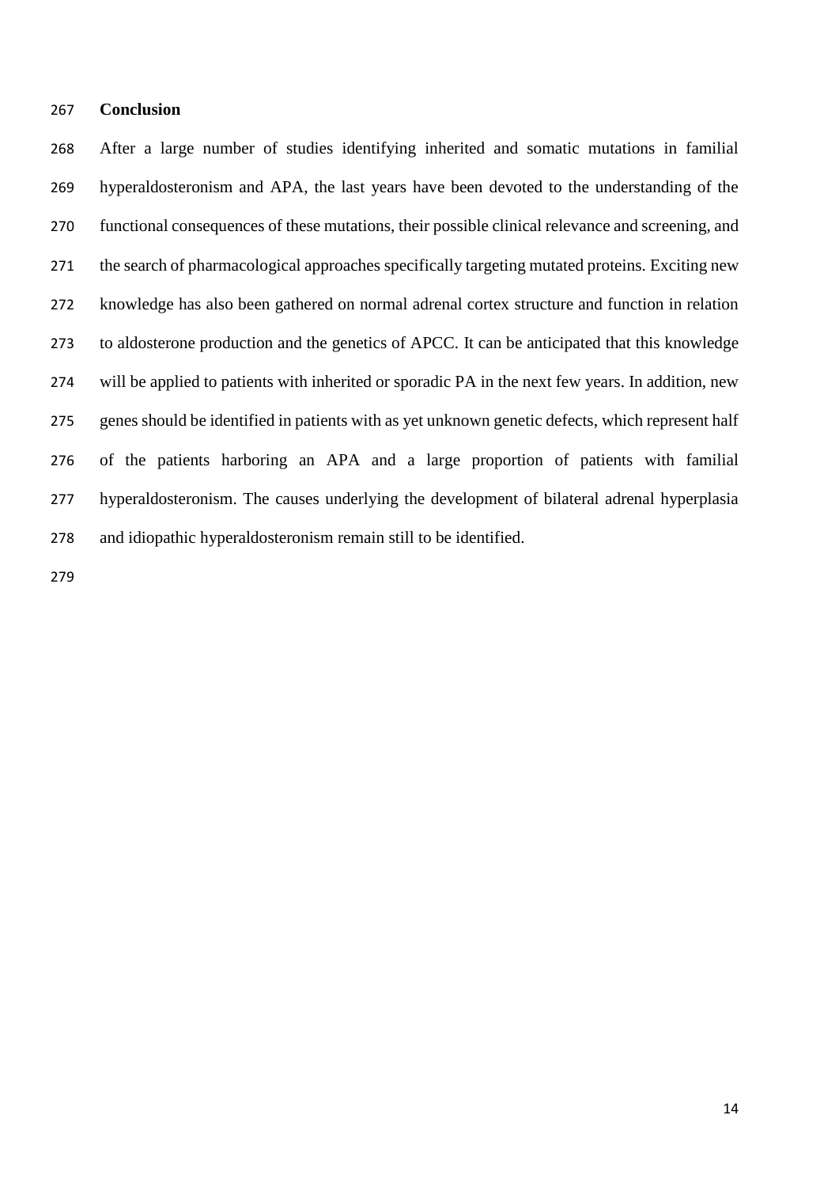## Conclusion

After a large number of studies identifying inherited and somatic mutations in familial hyperaldosteronism and APA, the last years have been devoted to the understanding of the functional consequences of these mutations, their possible clinical relevance and screening, and the search of pharmacological approaches specifically targeting mutated proteins. Exciting new knowledge has also been gathered on normal adrenal cortex structure and function in relation to aldosterone production and the genetics of APCC. It can be anticipated that this knowledge will be applied to patients with inherited or sporadic PA in the next few years. In addition, new genes should be identified in patients with as yet unknown genetic defects, which represent half of the patients harboring an APA and a large proportion of patients with familial hyperaldosteronism. The causes underlying the development of bilateral adrenal hyperplasia and idiopathic hyperaldosteronism remain still to be identified.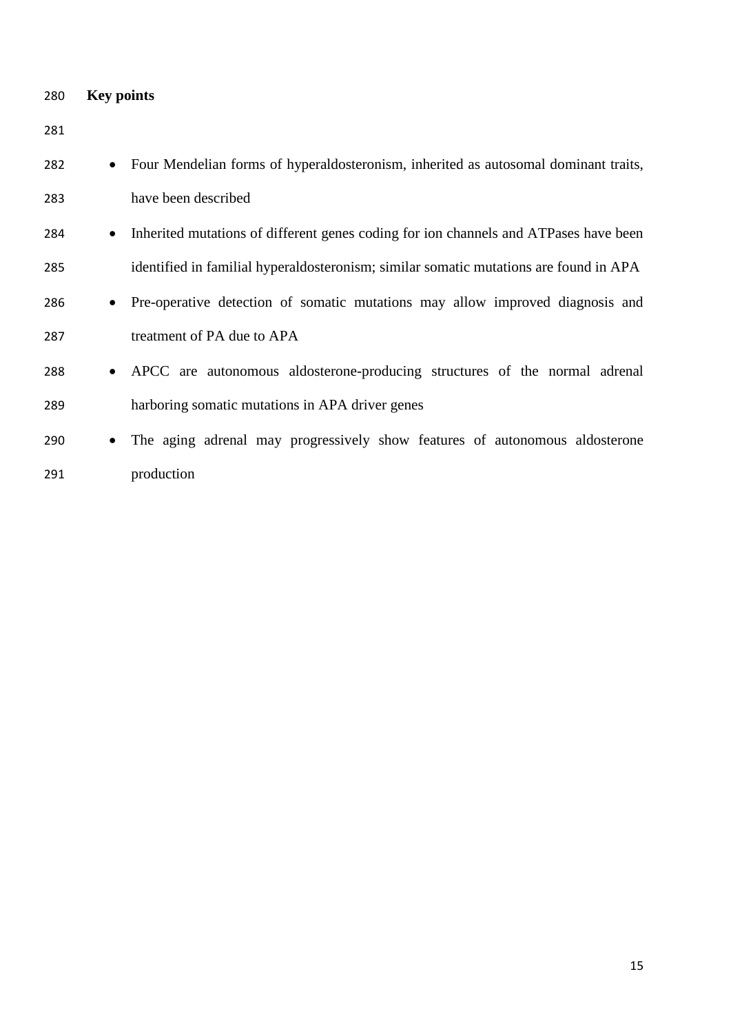## Key points

- Four Mendelian forms of hyperaldosteronism, inherited as autosomal dominant traits, have been described
- Inherited mutations of different genes coding for ion channels and ATPases have been identified in familial hyperaldosteronism; similar somatic mutations are found in APA
- Pre-operative detection of somatic mutations may allow improved diagnosis and treatment of PA due to APA
- APCC are autonomous aldosterone-producing structures of the normal adrenal harboring somatic mutations in APA driver genes
- The aging adrenal may progressively show features of autonomous aldosterone production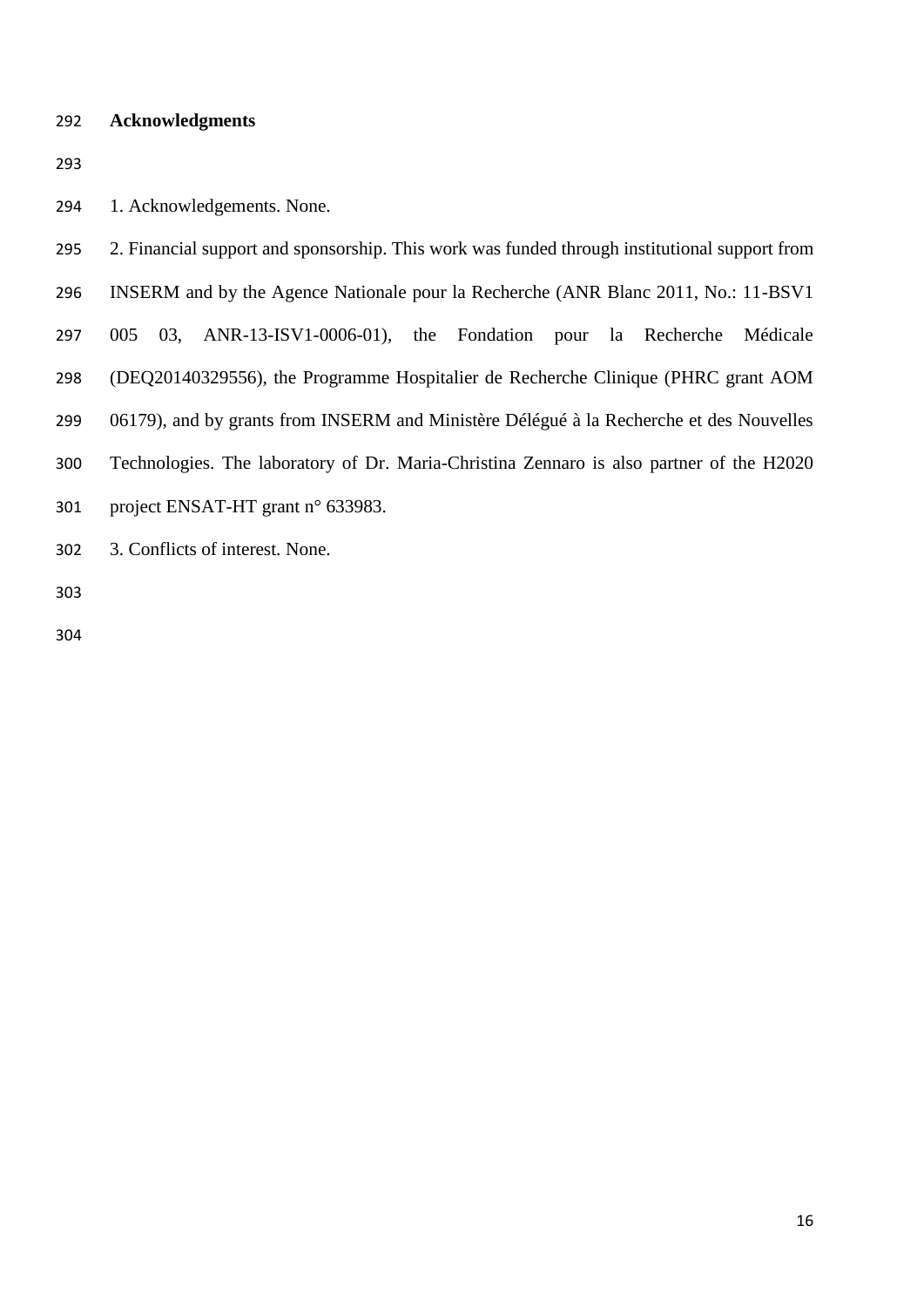**Acknowledgments**

1. Acknowledgements. None.

2. Financial support and sponsorship. This work was funded through institutional support from INSERM and by the Agence Nationale pour la Recherche (ANR Blanc 2011, No.: 11-BSV1 005 03, ANR-13-ISV1-0006-01), the Fondation pour la Recherche Médicale (DEQ20140329556), the Programme Hospitalier de Recherche Clinique (PHRC grant AOM 06179), and by grants from INSERM and Ministère Délégué à la Recherche et des Nouvelles Technologies. The laboratory of Dr. Maria-Christina Zennaro is also partner of the H2020 project ENSAT-HT grant n° 633983.

3. Conflicts of interest. None.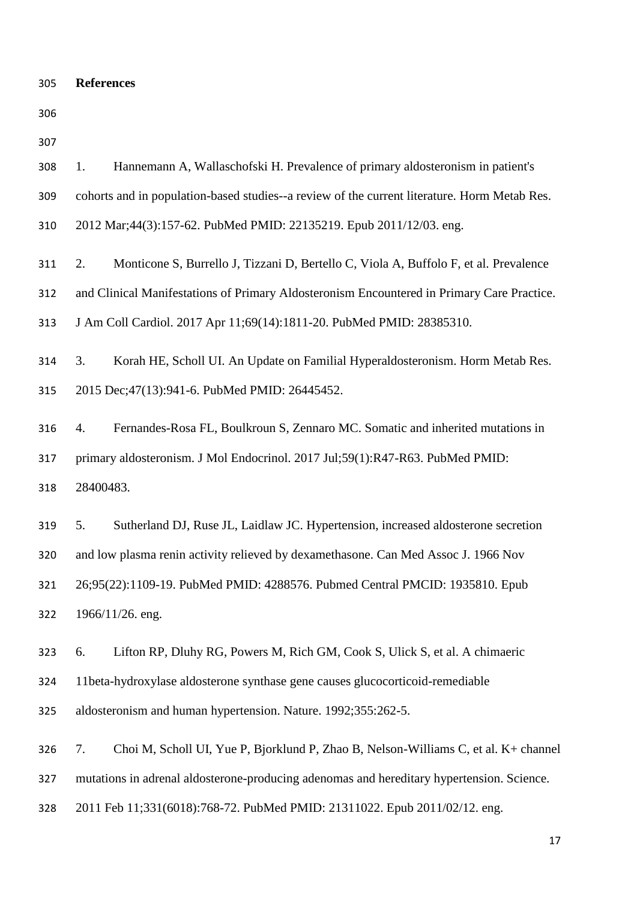## References

1. Hannemann A, Wallaschofski H. Prevalence of primary aldosteronism in patient's cohorts and in population-based studies--a review of the current literature. Horm Metab Res. 2012 Mar;44(3):157-62. PubMed PMID: 22135219. Epub 2011/12/03. eng.

2. Monticone S, Burrello J, Tizzani D, Bertello C, Viola A, Buffolo F, et al. Prevalence and Clinical Manifestations of Primary Aldosteronism Encountered in Primary Care Practice. J Am Coll Cardiol. 2017 Apr 11;69(14):1811-20. PubMed PMID: 28385310.

3. Korah HE, Scholl UI. An Update on Familial Hyperaldosteronism. Horm Metab Res. 2015 Dec;47(13):941-6. PubMed PMID: 26445452.

4. Fernandes-Rosa FL, Boulkroun S, Zennaro MC. Somatic and inherited mutations in primary aldosteronism. J Mol Endocrinol. 2017 Jul;59(1):R47-R63. PubMed PMID: 28400483.

5. Sutherland DJ, Ruse JL, Laidlaw JC. Hypertension, increased aldosterone secretion and low plasma renin activity relieved by dexamethasone. Can Med Assoc J. 1966 Nov 26;95(22):1109-19. PubMed PMID: 4288576. Pubmed Central PMCID: 1935810. Epub 1966/11/26. eng.

6. Lifton RP, Dluhy RG, Powers M, Rich GM, Cook S, Ulick S, et al. A chimaeric 11beta-hydroxylase aldosterone synthase gene causes glucocorticoid-remediable aldosteronism and human hypertension. Nature. 1992;355:262-5.

7. Choi M, Scholl UI, Yue P, Bjorklund P, Zhao B, Nelson-Williams C, et al. K+ channel mutations in adrenal aldosterone-producing adenomas and hereditary hypertension. Science. 2011 Feb 11;331(6018):768-72. PubMed PMID: 21311022. Epub 2011/02/12. eng.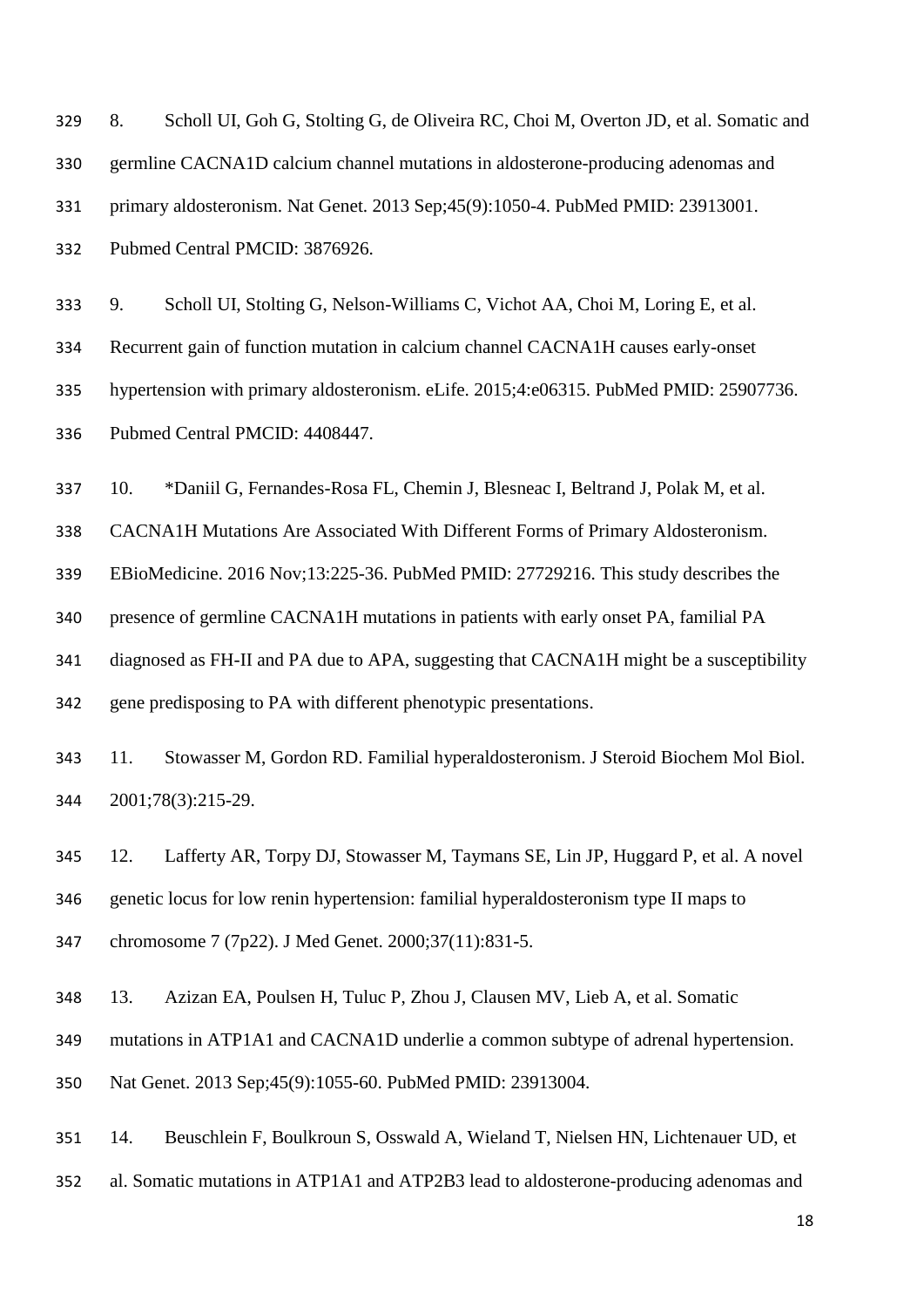8. Scholl UI, Goh G, Stolting G, de Oliveira RC, Choi M, Overton JD, et al. Somatic and germline CACNA1D calcium channel mutations in aldosterone-producing adenomas and primary aldosteronism. Nat Genet. 2013 Sep;45(9):1050-4. PubMed PMID: 23913001. Pubmed Central PMCID: 3876926.

9. Scholl UI, Stolting G, Nelson-Williams C, Vichot AA, Choi M, Loring E, et al. Recurrent gain of function mutation in calcium channel CACNA1H causes early-onset hypertension with primary aldosteronism. eLife. 2015;4:e06315. PubMed PMID: 25907736. Pubmed Central PMCID: 4408447.

10. *Daniil G, Fernandes-Rosa FL, Chemin J, Blesneac I, Beltrand J, Polak M, et al. CACNA1H Mutations Are Associated With Different Forms of Primary Aldosteronism. EBioMedicine. 2016 Nov;13:225-36. PubMed PMID: 27729216. This study describes the presence of germline CACNA1H mutations in patients with early onset PA, familial PA diagnosed as FH-II and PA due to APA, suggesting that CACNA1H might be a susceptibility gene predisposing to PA with different phenotypic presentations.

11. Stowasser M, Gordon RD. Familial hyperaldosteronism. J Steroid Biochem Mol Biol. 2001;78(3):215-29.

12. Lafferty AR, Torpy DJ, Stowasser M, Taymans SE, Lin JP, Huggard P, et al. A novel genetic locus for low renin hypertension: familial hyperaldosteronism type II maps to chromosome 7 (7p22). J Med Genet. 2000;37(11):831-5.

13. Azizan EA, Poulsen H, Tuluc P, Zhou J, Clausen MV, Lieb A, et al. Somatic mutations in ATP1A1 and CACNA1D underlie a common subtype of adrenal hypertension. Nat Genet. 2013 Sep;45(9):1055-60. PubMed PMID: 23913004.

14. Beuschlein F, Boulkroun S, Osswald A, Wieland T, Nielsen HN, Lichtenauer UD, et al. Somatic mutations in ATP1A1 and ATP2B3 lead to aldosterone-producing adenomas and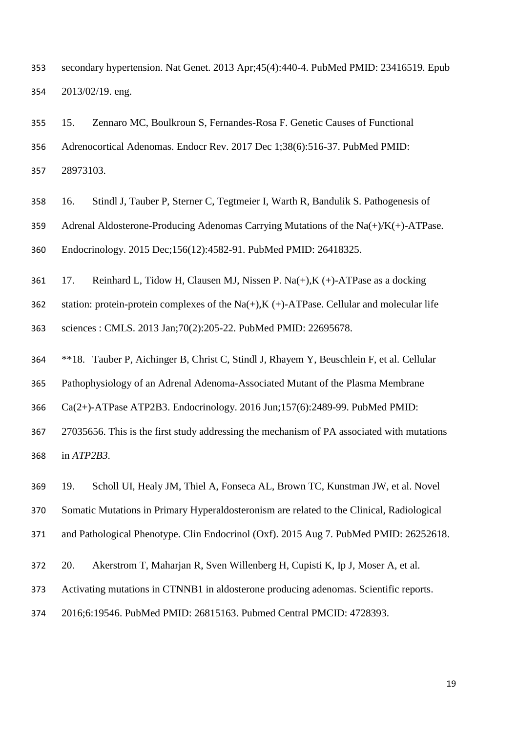secondary hypertension. Nat Genet. 2013 Apr;45(4):440-4. PubMed PMID: 23416519. Epub 2013/02/19. eng.

15. Zennaro MC, Boulkroun S, Fernandes-Rosa F. Genetic Causes of Functional Adrenocortical Adenomas. Endocr Rev. 2017 Dec 1;38(6):516-37. PubMed PMID: 28973103.

16. Stindl J, Tauber P, Sterner C, Tegtmeier I, Warth R, Bandulik S. Pathogenesis of Adrenal Aldosterone-Producing Adenomas Carrying Mutations of the Na(+)/K(+)-ATPase. Endocrinology. 2015 Dec;156(12):4582-91. PubMed PMID: 26418325.

17. Reinhard L, Tidow H, Clausen MJ, Nissen P. Na(+),K (+)-ATPase as a docking station: protein-protein complexes of the Na(+),K (+)-ATPase. Cellular and molecular life sciences : CMLS. 2013 Jan;70(2):205-22. PubMed PMID: 22695678.

**18. Tauber P, Aichinger B, Christ C, Stindl J, Rhayem Y, Beuschlein F, et al. Cellular Pathophysiology of an Adrenal Adenoma-Associated Mutant of the Plasma Membrane Ca(2+)-ATPase ATP2B3. Endocrinology. 2016 Jun;157(6):2489-99. PubMed PMID: 27035656. This is the first study addressing the mechanism of PA associated with mutations in *ATP2B3*.

19. Scholl UI, Healy JM, Thiel A, Fonseca AL, Brown TC, Kunstman JW, et al. Novel Somatic Mutations in Primary Hyperaldosteronism are related to the Clinical, Radiological and Pathological Phenotype. Clin Endocrinol (Oxf). 2015 Aug 7. PubMed PMID: 26252618.

20. Akerstrom T, Maharjan R, Sven Willenberg H, Cupisti K, Ip J, Moser A, et al. Activating mutations in CTNNB1 in aldosterone producing adenomas. Scientific reports. 2016;6:19546. PubMed PMID: 26815163. Pubmed Central PMCID: 4728393.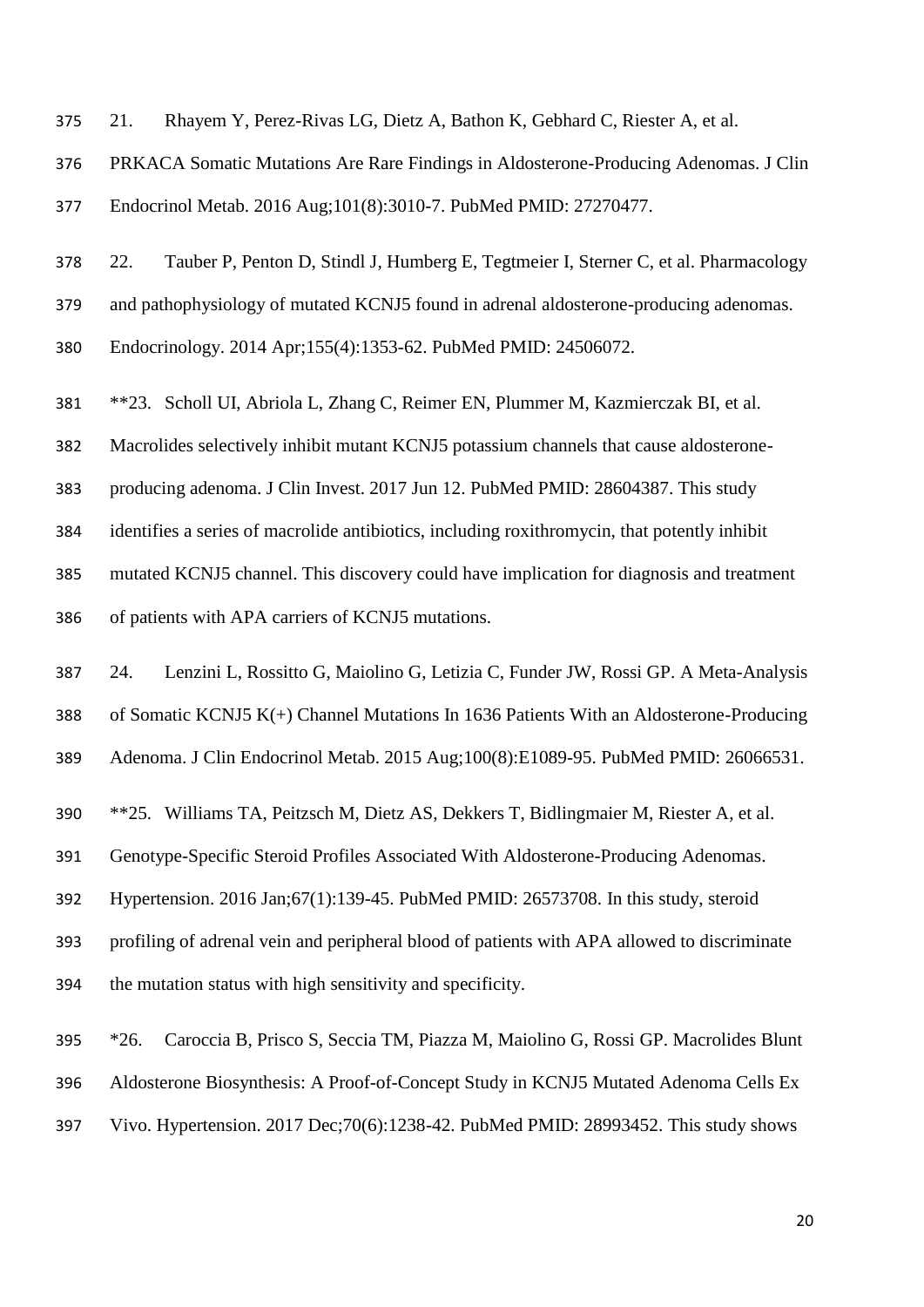21. Rhayem Y, Perez-Rivas LG, Dietz A, Bathon K, Gebhard C, Riester A, et al. PRKACA Somatic Mutations Are Rare Findings in Aldosterone-Producing Adenomas. J Clin Endocrinol Metab. 2016 Aug;101(8):3010-7. PubMed PMID: 27270477.

22. Tauber P, Penton D, Stindl J, Humberg E, Tegtmeier I, Sterner C, et al. Pharmacology and pathophysiology of mutated KCNJ5 found in adrenal aldosterone-producing adenomas. Endocrinology. 2014 Apr;155(4):1353-62. PubMed PMID: 24506072.

**23. Scholl UI, Abriola L, Zhang C, Reimer EN, Plummer M, Kazmierczak BI, et al. Macrolides selectively inhibit mutant KCNJ5 potassium channels that cause aldosterone-producing adenoma. J Clin Invest. 2017 Jun 12. PubMed PMID: 28604387. This study identifies a series of macrolide antibiotics, including roxithromycin, that potently inhibit mutated KCNJ5 channel. This discovery could have implication for diagnosis and treatment of patients with APA carriers of KCNJ5 mutations.

24. Lenzini L, Rossitto G, Maiolino G, Letizia C, Funder JW, Rossi GP. A Meta-Analysis of Somatic KCNJ5 K(+) Channel Mutations In 1636 Patients With an Aldosterone-Producing Adenoma. J Clin Endocrinol Metab. 2015 Aug;100(8):E1089-95. PubMed PMID: 26066531.

**25. Williams TA, Peitzsch M, Dietz AS, Dekkers T, Bidlingmaier M, Riester A, et al. Genotype-Specific Steroid Profiles Associated With Aldosterone-Producing Adenomas. Hypertension. 2016 Jan;67(1):139-45. PubMed PMID: 26573708. In this study, steroid profiling of adrenal vein and peripheral blood of patients with APA allowed to discriminate the mutation status with high sensitivity and specificity.

*26. Caroccia B, Prisco S, Seccia TM, Piazza M, Maiolino G, Rossi GP. Macrolides Blunt Aldosterone Biosynthesis: A Proof-of-Concept Study in KCNJ5 Mutated Adenoma Cells Ex Vivo. Hypertension. 2017 Dec;70(6):1238-42. PubMed PMID: 28993452. This study shows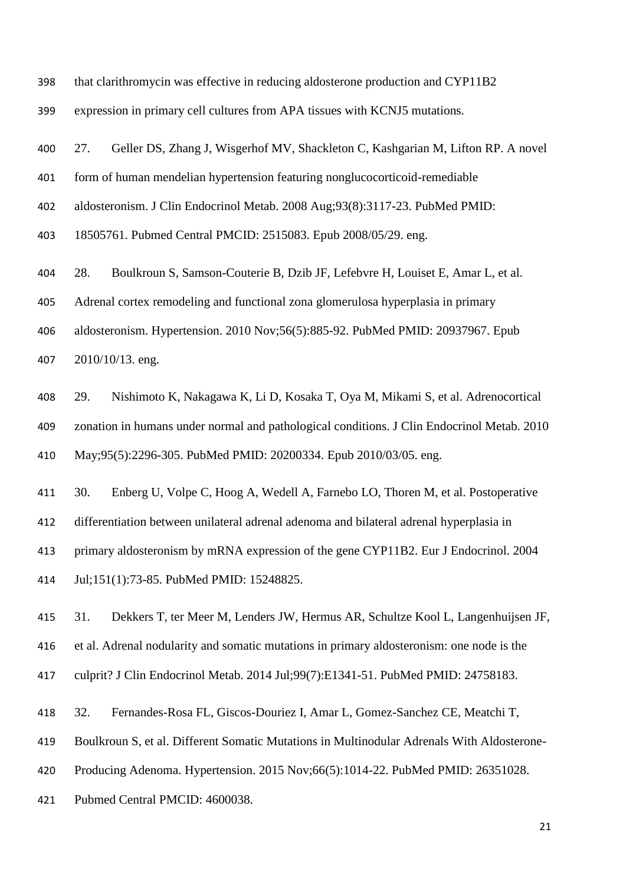that clarithromycin was effective in reducing aldosterone production and CYP11B2 expression in primary cell cultures from APA tissues with KCNJ5 mutations.

27. Geller DS, Zhang J, Wisgerhof MV, Shackleton C, Kashgarian M, Lifton RP. A novel form of human mendelian hypertension featuring nonglucocorticoid-remediable aldosteronism. J Clin Endocrinol Metab. 2008 Aug;93(8):3117-23. PubMed PMID: 18505761. Pubmed Central PMCID: 2515083. Epub 2008/05/29. eng.

28. Boulkroun S, Samson-Couterie B, Dzib JF, Lefebvre H, Louiset E, Amar L, et al. Adrenal cortex remodeling and functional zona glomerulosa hyperplasia in primary aldosteronism. Hypertension. 2010 Nov;56(5):885-92. PubMed PMID: 20937967. Epub 2010/10/13. eng.

29. Nishimoto K, Nakagawa K, Li D, Kosaka T, Oya M, Mikami S, et al. Adrenocortical zonation in humans under normal and pathological conditions. J Clin Endocrinol Metab. 2010 May;95(5):2296-305. PubMed PMID: 20200334. Epub 2010/03/05. eng.

30. Enberg U, Volpe C, Hoog A, Wedell A, Farnebo LO, Thoren M, et al. Postoperative differentiation between unilateral adrenal adenoma and bilateral adrenal hyperplasia in primary aldosteronism by mRNA expression of the gene CYP11B2. Eur J Endocrinol. 2004 Jul;151(1):73-85. PubMed PMID: 15248825.

31. Dekkers T, ter Meer M, Lenders JW, Hermus AR, Schultze Kool L, Langenhuijsen JF, et al. Adrenal nodularity and somatic mutations in primary aldosteronism: one node is the culprit? J Clin Endocrinol Metab. 2014 Jul;99(7):E1341-51. PubMed PMID: 24758183.

32. Fernandes-Rosa FL, Giscos-Douriez I, Amar L, Gomez-Sanchez CE, Meatchi T, Boulkroun S, et al. Different Somatic Mutations in Multinodular Adrenals With Aldosterone-Producing Adenoma. Hypertension. 2015 Nov;66(5):1014-22. PubMed PMID: 26351028. Pubmed Central PMCID: 4600038.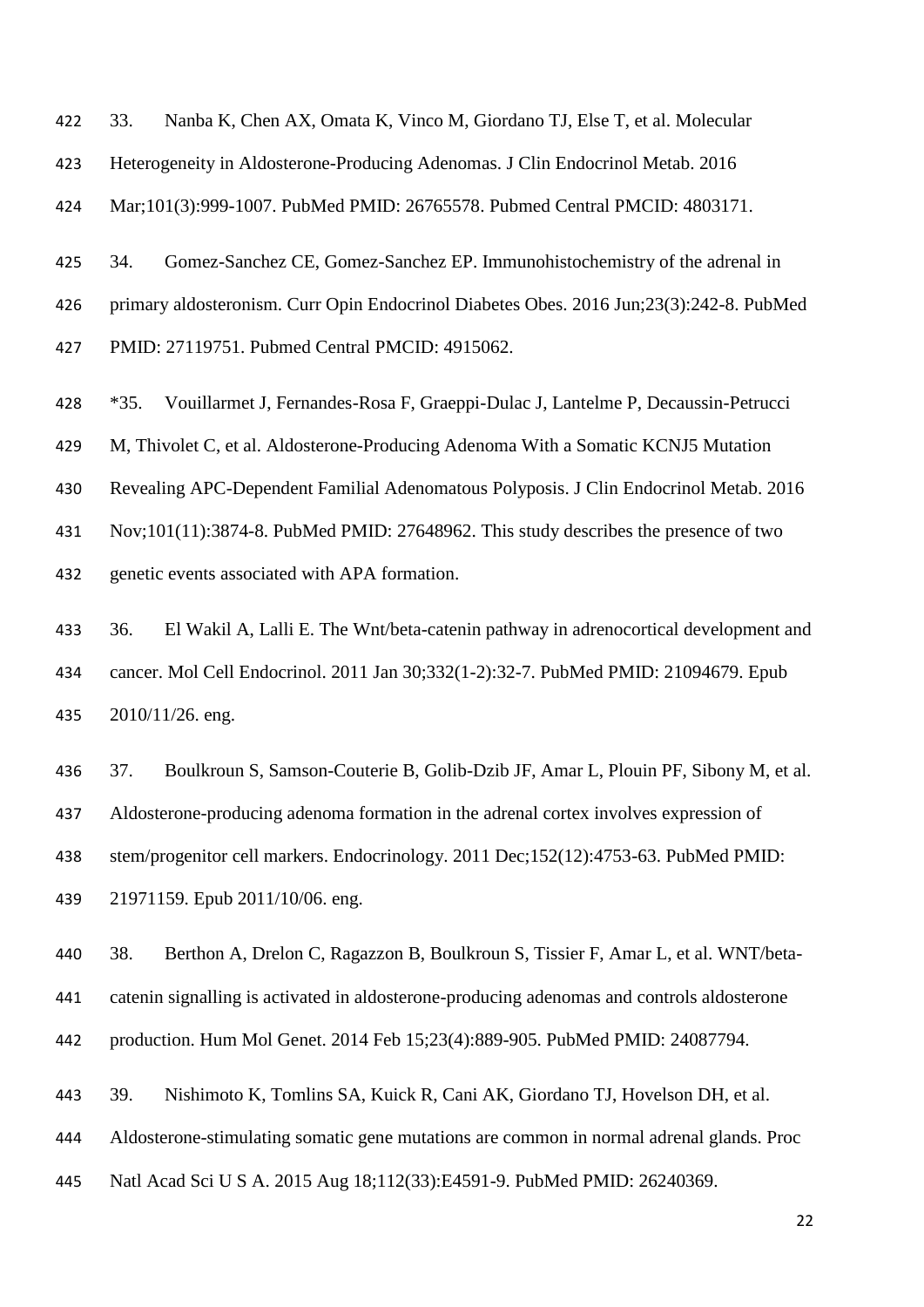33. Nanba K, Chen AX, Omata K, Vinco M, Giordano TJ, Else T, et al. Molecular Heterogeneity in Aldosterone-Producing Adenomas. J Clin Endocrinol Metab. 2016 Mar;101(3):999-1007. PubMed PMID: 26765578. Pubmed Central PMCID: 4803171.

34. Gomez-Sanchez CE, Gomez-Sanchez EP. Immunohistochemistry of the adrenal in primary aldosteronism. Curr Opin Endocrinol Diabetes Obes. 2016 Jun;23(3):242-8. PubMed PMID: 27119751. Pubmed Central PMCID: 4915062.

*35. Vouillarmet J, Fernandes-Rosa F, Graeppi-Dulac J, Lantelme P, Decaussin-Petrucci M, Thivolet C, et al. Aldosterone-Producing Adenoma With a Somatic KCNJ5 Mutation Revealing APC-Dependent Familial Adenomatous Polyposis. J Clin Endocrinol Metab. 2016 Nov;101(11):3874-8. PubMed PMID: 27648962. This study describes the presence of two genetic events associated with APA formation.

36. El Wakil A, Lalli E. The Wnt/beta-catenin pathway in adrenocortical development and cancer. Mol Cell Endocrinol. 2011 Jan 30;332(1-2):32-7. PubMed PMID: 21094679. Epub 2010/11/26. eng.

37. Boulkroun S, Samson-Couterie B, Golib-Dzib JF, Amar L, Plouin PF, Sibony M, et al. Aldosterone-producing adenoma formation in the adrenal cortex involves expression of stem/progenitor cell markers. Endocrinology. 2011 Dec;152(12):4753-63. PubMed PMID: 21971159. Epub 2011/10/06. eng.

38. Berthon A, Drelon C, Ragazzon B, Boulkroun S, Tissier F, Amar L, et al. WNT/beta-catenin signalling is activated in aldosterone-producing adenomas and controls aldosterone production. Hum Mol Genet. 2014 Feb 15;23(4):889-905. PubMed PMID: 24087794.

39. Nishimoto K, Tomlins SA, Kuick R, Cani AK, Giordano TJ, Hovelson DH, et al. Aldosterone-stimulating somatic gene mutations are common in normal adrenal glands. Proc Natl Acad Sci U S A. 2015 Aug 18;112(33):E4591-9. PubMed PMID: 26240369.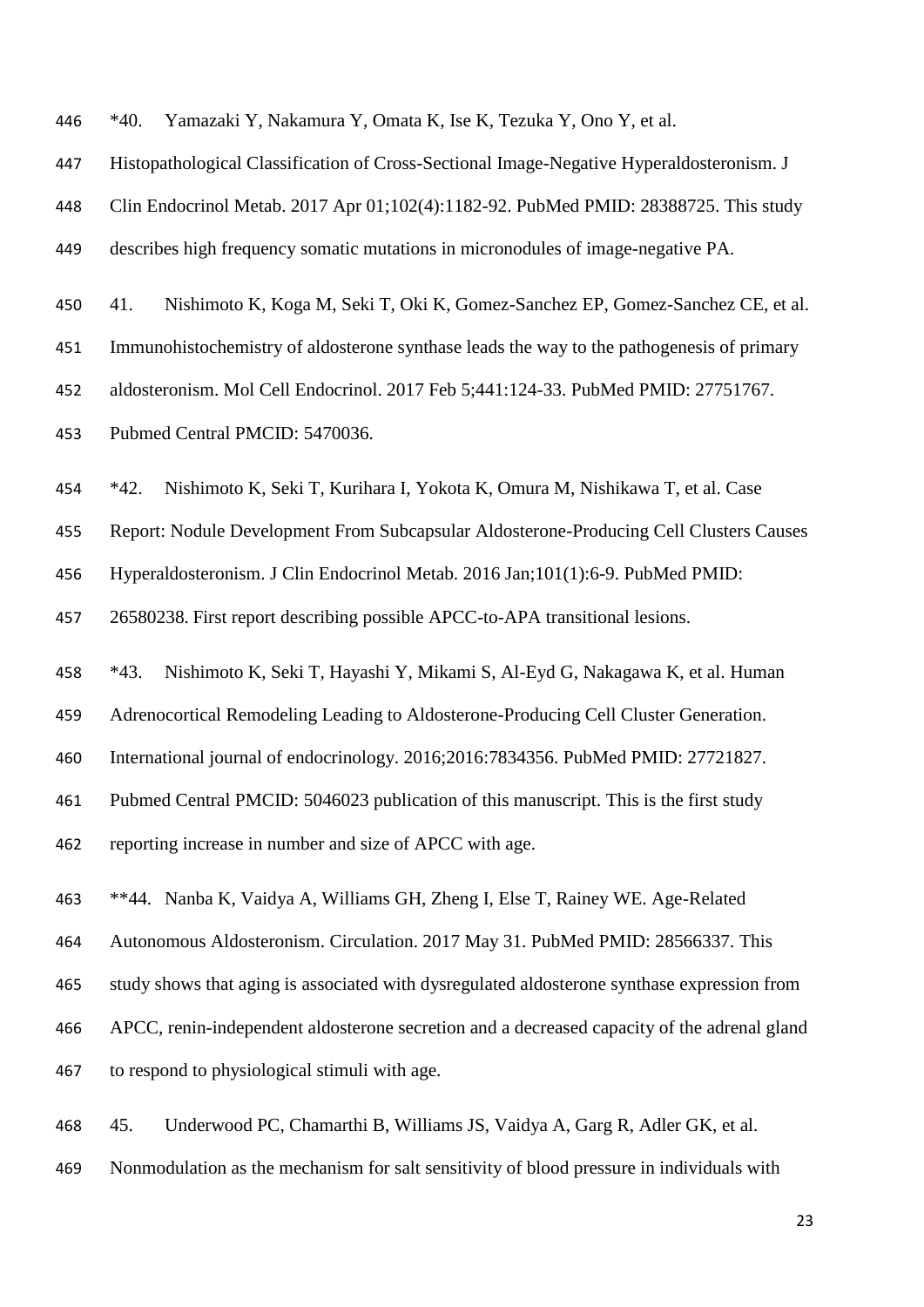*40. Yamazaki Y, Nakamura Y, Omata K, Ise K, Tezuka Y, Ono Y, et al. Histopathological Classification of Cross-Sectional Image-Negative Hyperaldosteronism. J Clin Endocrinol Metab. 2017 Apr 01;102(4):1182-92. PubMed PMID: 28388725. This study describes high frequency somatic mutations in micronodules of image-negative PA.

41. Nishimoto K, Koga M, Seki T, Oki K, Gomez-Sanchez EP, Gomez-Sanchez CE, et al. Immunohistochemistry of aldosterone synthase leads the way to the pathogenesis of primary aldosteronism. Mol Cell Endocrinol. 2017 Feb 5;441:124-33. PubMed PMID: 27751767. Pubmed Central PMCID: 5470036.

*42. Nishimoto K, Seki T, Kurihara I, Yokota K, Omura M, Nishikawa T, et al. Case Report: Nodule Development From Subcapsular Aldosterone-Producing Cell Clusters Causes Hyperaldosteronism. J Clin Endocrinol Metab. 2016 Jan;101(1):6-9. PubMed PMID: 26580238. First report describing possible APCC-to-APA transitional lesions.

*43. Nishimoto K, Seki T, Hayashi Y, Mikami S, Al-Eyd G, Nakagawa K, et al. Human Adrenocortical Remodeling Leading to Aldosterone-Producing Cell Cluster Generation. International journal of endocrinology. 2016;2016:7834356. PubMed PMID: 27721827. Pubmed Central PMCID: 5046023 publication of this manuscript. This is the first study reporting increase in number and size of APCC with age.

**44. Nanba K, Vaidya A, Williams GH, Zheng I, Else T, Rainey WE. Age-Related Autonomous Aldosteronism. Circulation. 2017 May 31. PubMed PMID: 28566337. This study shows that aging is associated with dysregulated aldosterone synthase expression from APCC, renin-independent aldosterone secretion and a decreased capacity of the adrenal gland to respond to physiological stimuli with age.

45. Underwood PC, Chamarthi B, Williams JS, Vaidya A, Garg R, Adler GK, et al. Nonmodulation as the mechanism for salt sensitivity of blood pressure in individuals with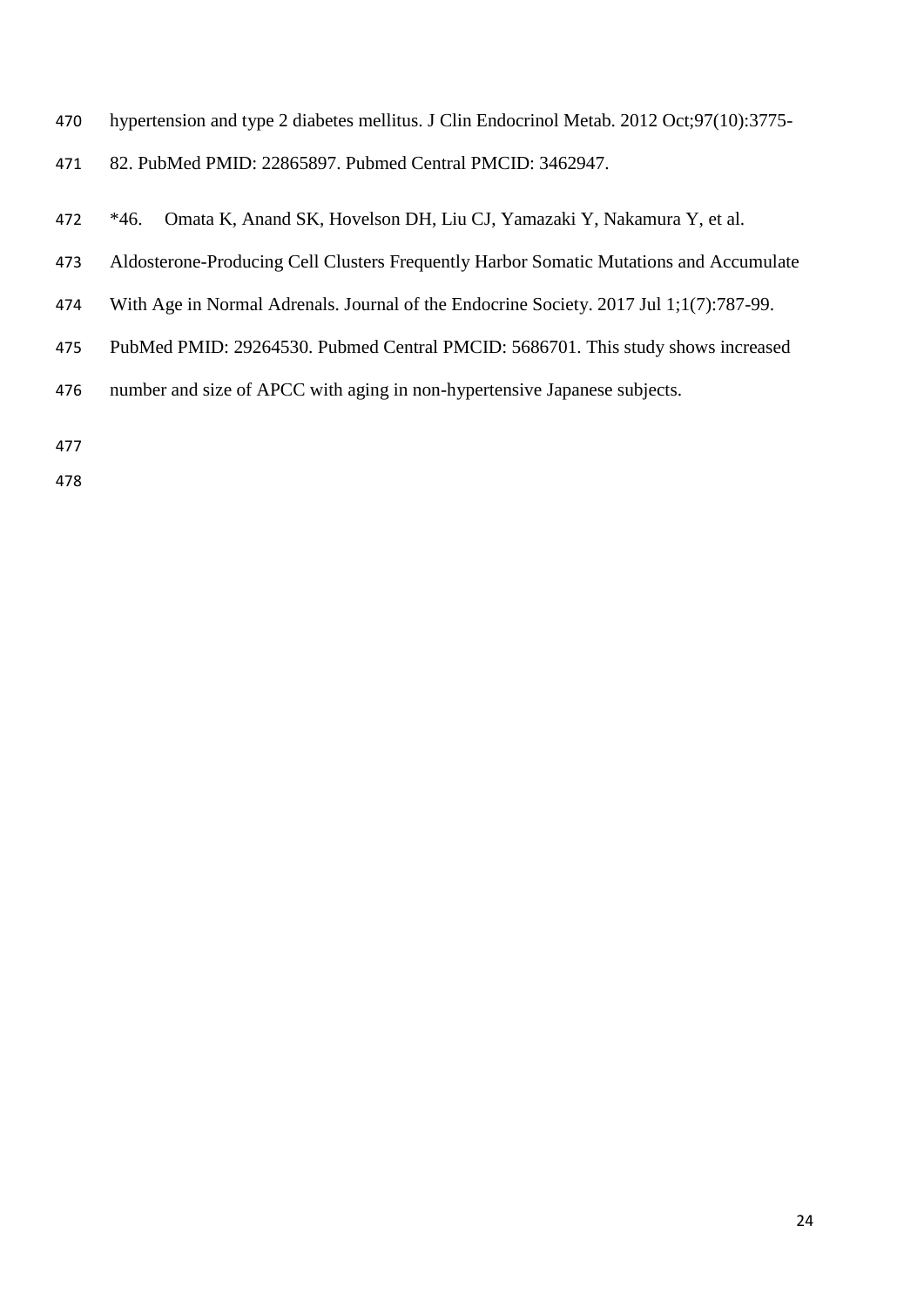hypertension and type 2 diabetes mellitus. J Clin Endocrinol Metab. 2012 Oct;97(10):3775-82. PubMed PMID: 22865897. Pubmed Central PMCID: 3462947.

*46. Omata K, Anand SK, Hovelson DH, Liu CJ, Yamazaki Y, Nakamura Y, et al. Aldosterone-Producing Cell Clusters Frequently Harbor Somatic Mutations and Accumulate With Age in Normal Adrenals. Journal of the Endocrine Society. 2017 Jul 1;1(7):787-99. PubMed PMID: 29264530. Pubmed Central PMCID: 5686701. This study shows increased number and size of APCC with aging in non-hypertensive Japanese subjects.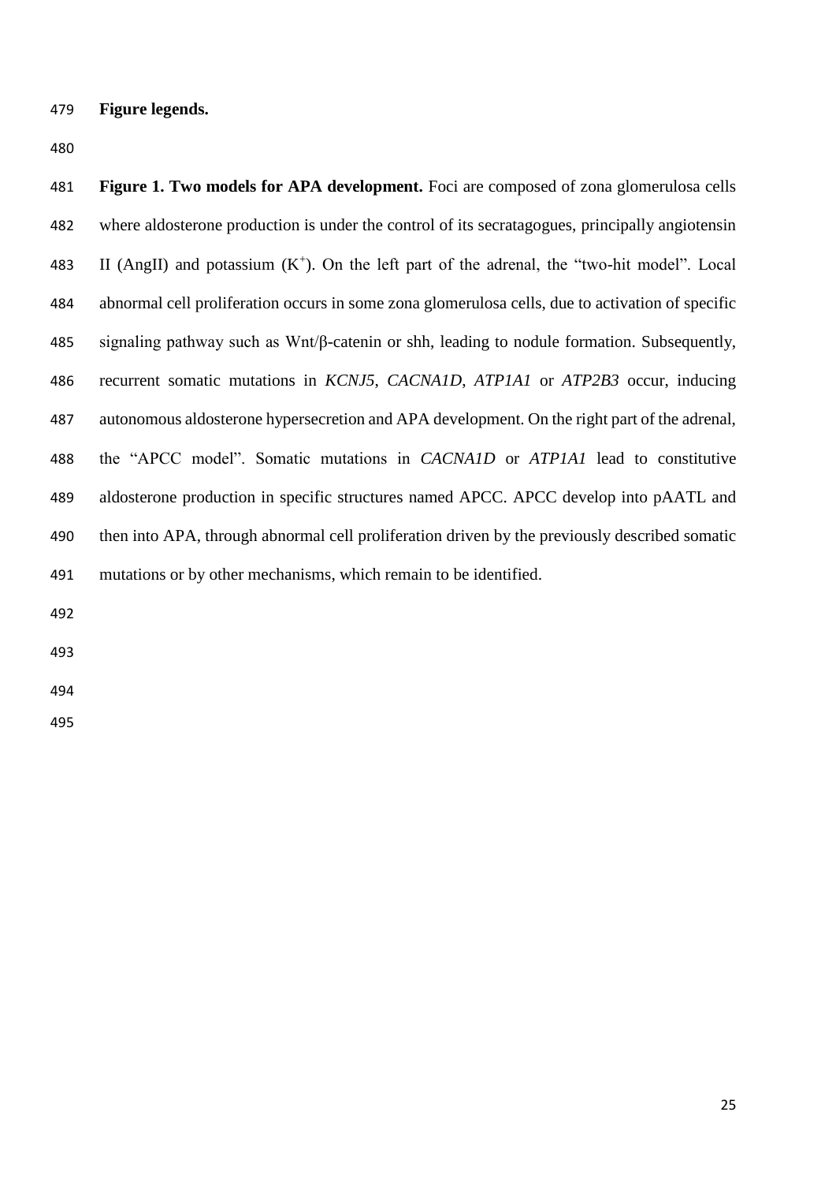**Figure legends.**

**Figure 1. Two models for APA development.** Foci are composed of zona glomerulosa cells where aldosterone production is under the control of its secratagogues, principally angiotensin II (AngII) and potassium ($K^+$). On the left part of the adrenal, the "two-hit model". Local abnormal cell proliferation occurs in some zona glomerulosa cells, due to activation of specific signaling pathway such as Wnt/β-catenin or shh, leading to nodule formation. Subsequently, recurrent somatic mutations in *KCNJ5*, *CACNA1D*, *ATP1A1* or *ATP2B3* occur, inducing autonomous aldosterone hypersecretion and APA development. On the right part of the adrenal, the "APCC model". Somatic mutations in *CACNA1D* or *ATP1A1* lead to constitutive aldosterone production in specific structures named APCC. APCC develop into pAATL and then into APA, through abnormal cell proliferation driven by the previously described somatic mutations or by other mechanisms, which remain to be identified.